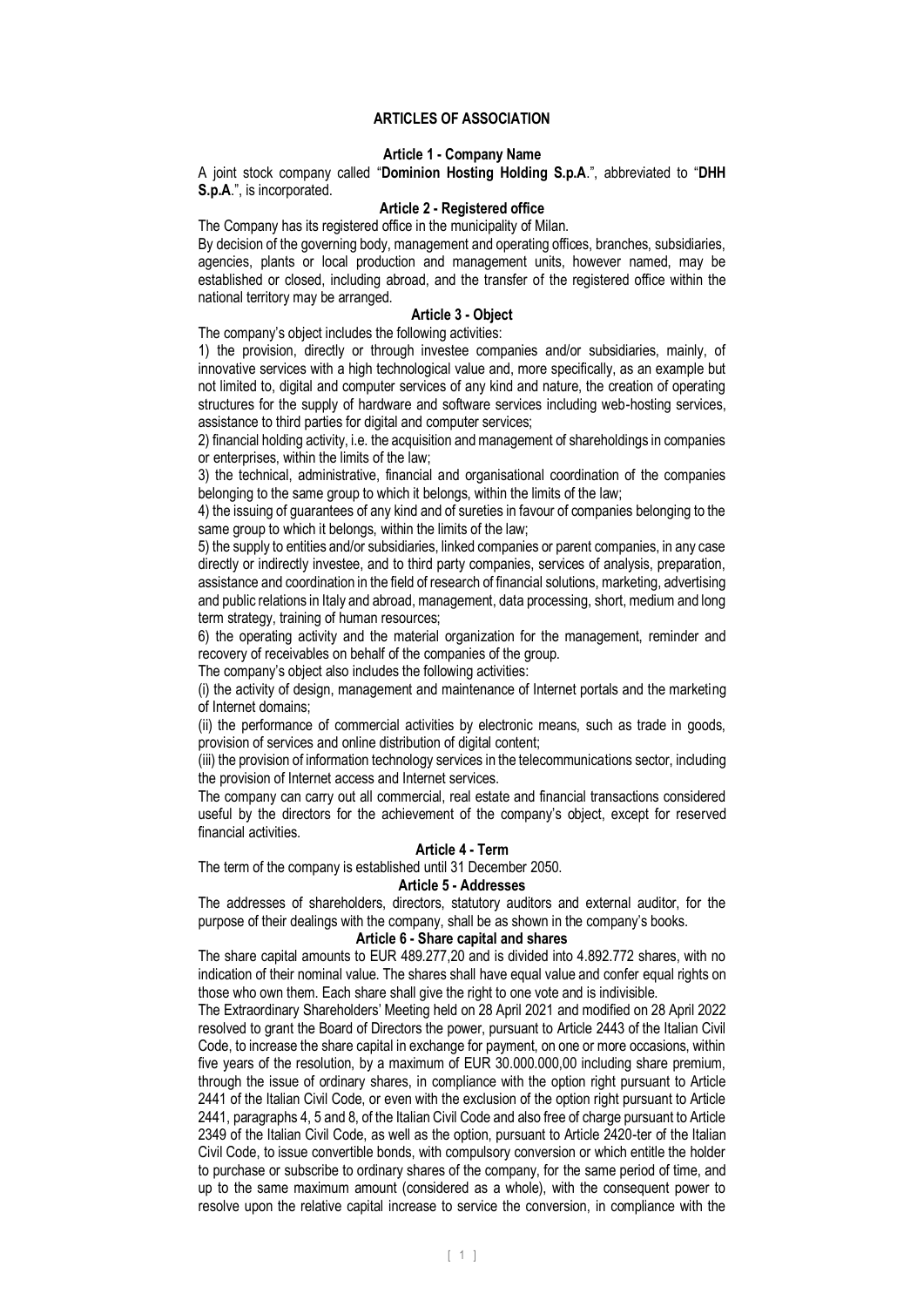# ARTICLES OF ASSOCIATION

## Article 1 - Company Name

A joint stock company called "**Dominion Hosting Holding S.p.A**.", abbreviated to "**DHH S.p.A**.", is incorporated.

## Article 2 - Registered office

The Company has its registered office in the municipality of Milan.

By decision of the governing body, management and operating offices, branches, subsidiaries, agencies, plants or local production and management units, however named, may be established or closed, including abroad, and the transfer of the registered office within the national territory may be arranged.

## Article 3 - Object

The company's object includes the following activities:

1) the provision, directly or through investee companies and/or subsidiaries, mainly, of innovative services with a high technological value and, more specifically, as an example but not limited to, digital and computer services of any kind and nature, the creation of operating structures for the supply of hardware and software services including web-hosting services, assistance to third parties for digital and computer services;

2) financial holding activity, i.e. the acquisition and management of shareholdings in companies or enterprises, within the limits of the law;

3) the technical, administrative, financial and organisational coordination of the companies belonging to the same group to which it belongs, within the limits of the law;

4) the issuing of guarantees of any kind and of sureties in favour of companies belonging to the same group to which it belongs, within the limits of the law;

5) the supply to entities and/or subsidiaries, linked companies or parent companies, in any case directly or indirectly investee, and to third party companies, services of analysis, preparation, assistance and coordination in the field of research of financial solutions, marketing, advertising and public relations in Italy and abroad, management, data processing, short, medium and long term strategy, training of human resources;

6) the operating activity and the material organization for the management, reminder and recovery of receivables on behalf of the companies of the group.

The company's object also includes the following activities:

(i) the activity of design, management and maintenance of Internet portals and the marketing of Internet domains;

(ii) the performance of commercial activities by electronic means, such as trade in goods, provision of services and online distribution of digital content;

(iii) the provision of information technology services in the telecommunications sector, including the provision of Internet access and Internet services.

The company can carry out all commercial, real estate and financial transactions considered useful by the directors for the achievement of the company's object, except for reserved financial activities.

## Article 4 - Term

The term of the company is established until 31 December 2050.

## Article 5 - Addresses

The addresses of shareholders, directors, statutory auditors and external auditor, for the purpose of their dealings with the company, shall be as shown in the company's books.

## Article 6 - Share capital and shares

The share capital amounts to EUR 489.277,20 and is divided into 4.892.772 shares, with no indication of their nominal value. The shares shall have equal value and confer equal rights on those who own them. Each share shall give the right to one vote and is indivisible.

The Extraordinary Shareholders' Meeting held on 28 April 2021 and modified on 28 April 2022 resolved to grant the Board of Directors the power, pursuant to Article 2443 of the Italian Civil Code, to increase the share capital in exchange for payment, on one or more occasions, within five years of the resolution, by a maximum of EUR 30.000.000,00 including share premium, through the issue of ordinary shares, in compliance with the option right pursuant to Article 2441 of the Italian Civil Code, or even with the exclusion of the option right pursuant to Article 2441, paragraphs 4, 5 and 8, of the Italian Civil Code and also free of charge pursuant to Article 2349 of the Italian Civil Code, as well as the option, pursuant to Article 2420-ter of the Italian Civil Code, to issue convertible bonds, with compulsory conversion or which entitle the holder to purchase or subscribe to ordinary shares of the company, for the same period of time, and up to the same maximum amount (considered as a whole), with the consequent power to resolve upon the relative capital increase to service the conversion, in compliance with the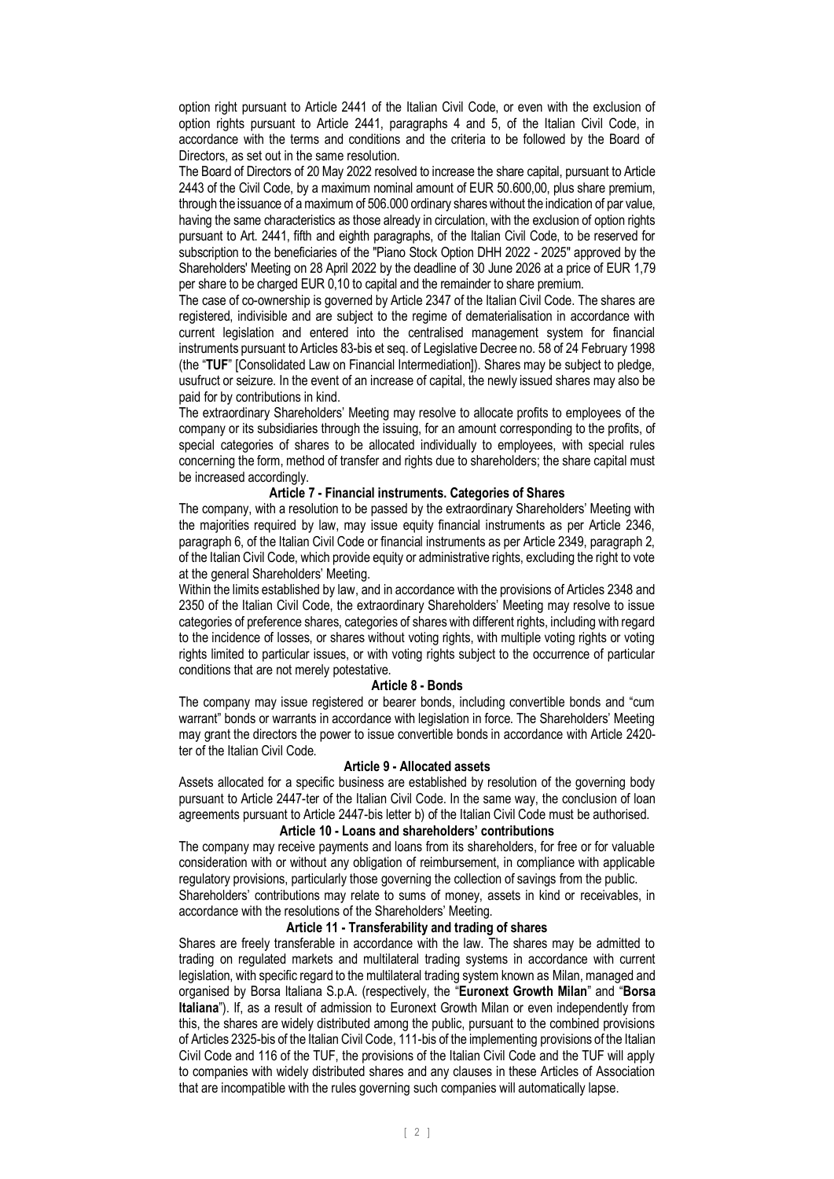option right pursuant to Article 2441 of the Italian Civil Code, or even with the exclusion of option rights pursuant to Article 2441, paragraphs 4 and 5, of the Italian Civil Code, in accordance with the terms and conditions and the criteria to be followed by the Board of Directors, as set out in the same resolution.

The Board of Directors of 20 May 2022 resolved to increase the share capital, pursuant to Article 2443 of the Civil Code, by a maximum nominal amount of EUR 50.600,00, plus share premium, through the issuance of a maximum of 506.000 ordinary shares without the indication of par value, having the same characteristics as those already in circulation, with the exclusion of option rights pursuant to Art. 2441, fifth and eighth paragraphs, of the Italian Civil Code, to be reserved for subscription to the beneficiaries of the "Piano Stock Option DHH 2022 - 2025" approved by the Shareholders' Meeting on 28 April 2022 by the deadline of 30 June 2026 at a price of EUR 1,79 per share to be charged EUR 0,10 to capital and the remainder to share premium.

The case of co-ownership is governed by Article 2347 of the Italian Civil Code. The shares are registered, indivisible and are subject to the regime of dematerialisation in accordance with current legislation and entered into the centralised management system for financial instruments pursuant to Articles 83-bis et seq. of Legislative Decree no. 58 of 24 February 1998 (the "**TUF**" [Consolidated Law on Financial Intermediation]). Shares may be subject to pledge, usufruct or seizure. In the event of an increase of capital, the newly issued shares may also be paid for by contributions in kind.

The extraordinary Shareholders' Meeting may resolve to allocate profits to employees of the company or its subsidiaries through the issuing, for an amount corresponding to the profits, of special categories of shares to be allocated individually to employees, with special rules concerning the form, method of transfer and rights due to shareholders; the share capital must be increased accordingly.

**Article 7 - Financial instruments. Categories of Shares**

The company, with a resolution to be passed by the extraordinary Shareholders' Meeting with the majorities required by law, may issue equity financial instruments as per Article 2346, paragraph 6, of the Italian Civil Code or financial instruments as per Article 2349, paragraph 2, of the Italian Civil Code, which provide equity or administrative rights, excluding the right to vote at the general Shareholders' Meeting.

Within the limits established by law, and in accordance with the provisions of Articles 2348 and 2350 of the Italian Civil Code, the extraordinary Shareholders' Meeting may resolve to issue categories of preference shares, categories of shares with different rights, including with regard to the incidence of losses, or shares without voting rights, with multiple voting rights or voting rights limited to particular issues, or with voting rights subject to the occurrence of particular conditions that are not merely potestative.

**Article 8 - Bonds**

The company may issue registered or bearer bonds, including convertible bonds and "cum warrant" bonds or warrants in accordance with legislation in force. The Shareholders' Meeting may grant the directors the power to issue convertible bonds in accordance with Article 2420-ter of the Italian Civil Code.

**Article 9 - Allocated assets**

Assets allocated for a specific business are established by resolution of the governing body pursuant to Article 2447-ter of the Italian Civil Code. In the same way, the conclusion of loan agreements pursuant to Article 2447-bis letter b) of the Italian Civil Code must be authorised.

**Article 10 - Loans and shareholders' contributions**

The company may receive payments and loans from its shareholders, for free or for valuable consideration with or without any obligation of reimbursement, in compliance with applicable regulatory provisions, particularly those governing the collection of savings from the public.

Shareholders' contributions may relate to sums of money, assets in kind or receivables, in accordance with the resolutions of the Shareholders' Meeting.

**Article 11 - Transferability and trading of shares**

Shares are freely transferable in accordance with the law. The shares may be admitted to trading on regulated markets and multilateral trading systems in accordance with current legislation, with specific regard to the multilateral trading system known as Milan, managed and organised by Borsa Italiana S.p.A. (respectively, the "**Euronext Growth Milan**" and "**Borsa Italiana**"). If, as a result of admission to Euronext Growth Milan or even independently from this, the shares are widely distributed among the public, pursuant to the combined provisions of Articles 2325-bis of the Italian Civil Code, 111-bis of the implementing provisions of the Italian Civil Code and 116 of the TUF, the provisions of the Italian Civil Code and the TUF will apply to companies with widely distributed shares and any clauses in these Articles of Association that are incompatible with the rules governing such companies will automatically lapse.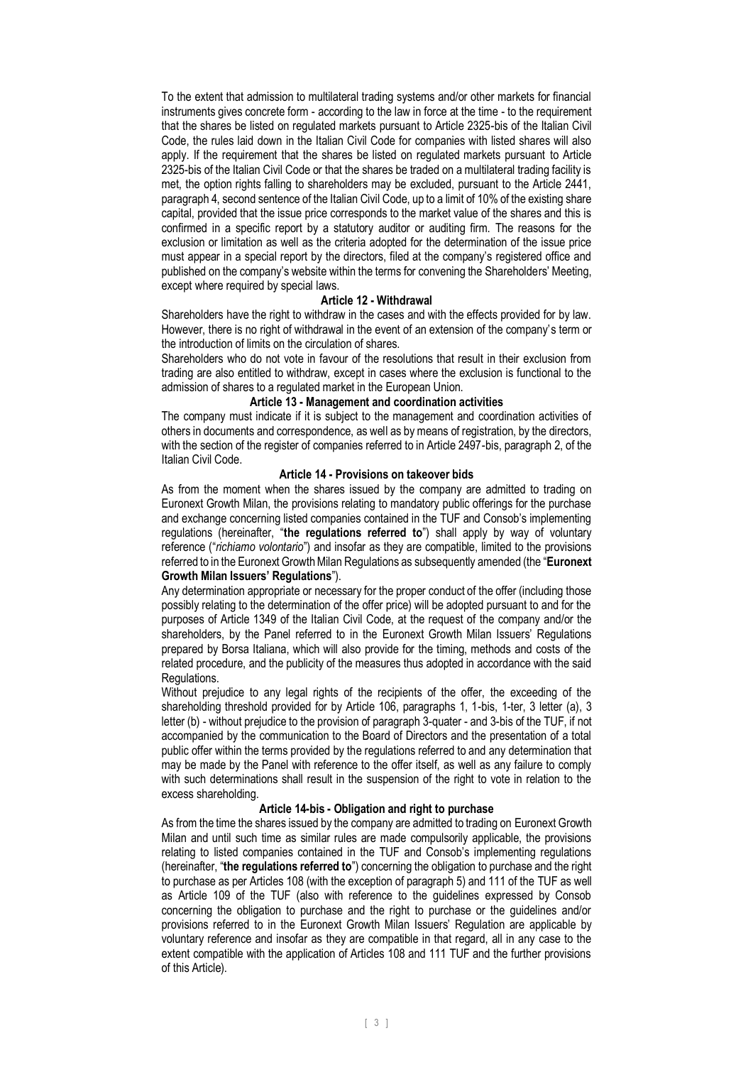To the extent that admission to multilateral trading systems and/or other markets for financial instruments gives concrete form - according to the law in force at the time - to the requirement that the shares be listed on regulated markets pursuant to Article 2325-bis of the Italian Civil Code, the rules laid down in the Italian Civil Code for companies with listed shares will also apply. If the requirement that the shares be listed on regulated markets pursuant to Article 2325-bis of the Italian Civil Code or that the shares be traded on a multilateral trading facility is met, the option rights falling to shareholders may be excluded, pursuant to the Article 2441, paragraph 4, second sentence of the Italian Civil Code, up to a limit of 10% of the existing share capital, provided that the issue price corresponds to the market value of the shares and this is confirmed in a specific report by a statutory auditor or auditing firm. The reasons for the exclusion or limitation as well as the criteria adopted for the determination of the issue price must appear in a special report by the directors, filed at the company's registered office and published on the company's website within the terms for convening the Shareholders' Meeting, except where required by special laws.

### Article 12 - Withdrawal

Shareholders have the right to withdraw in the cases and with the effects provided for by law. However, there is no right of withdrawal in the event of an extension of the company's term or the introduction of limits on the circulation of shares.

Shareholders who do not vote in favour of the resolutions that result in their exclusion from trading are also entitled to withdraw, except in cases where the exclusion is functional to the admission of shares to a regulated market in the European Union.

### Article 13 - Management and coordination activities

The company must indicate if it is subject to the management and coordination activities of others in documents and correspondence, as well as by means of registration, by the directors, with the section of the register of companies referred to in Article 2497-bis, paragraph 2, of the Italian Civil Code.

### Article 14 - Provisions on takeover bids

As from the moment when the shares issued by the company are admitted to trading on Euronext Growth Milan, the provisions relating to mandatory public offerings for the purchase and exchange concerning listed companies contained in the TUF and Consob's implementing regulations (hereinafter, "**the regulations referred to**") shall apply by way of voluntary reference ("*richiamo volontario*") and insofar as they are compatible, limited to the provisions referred to in the Euronext Growth Milan Regulations as subsequently amended (the "**Euronext Growth Milan Issuers' Regulations**").

Any determination appropriate or necessary for the proper conduct of the offer (including those possibly relating to the determination of the offer price) will be adopted pursuant to and for the purposes of Article 1349 of the Italian Civil Code, at the request of the company and/or the shareholders, by the Panel referred to in the Euronext Growth Milan Issuers' Regulations prepared by Borsa Italiana, which will also provide for the timing, methods and costs of the related procedure, and the publicity of the measures thus adopted in accordance with the said Regulations.

Without prejudice to any legal rights of the recipients of the offer, the exceeding of the shareholding threshold provided for by Article 106, paragraphs 1, 1-bis, 1-ter, 3 letter (a), 3 letter (b) - without prejudice to the provision of paragraph 3-quater - and 3-bis of the TUF, if not accompanied by the communication to the Board of Directors and the presentation of a total public offer within the terms provided by the regulations referred to and any determination that may be made by the Panel with reference to the offer itself, as well as any failure to comply with such determinations shall result in the suspension of the right to vote in relation to the excess shareholding.

### Article 14-bis - Obligation and right to purchase

As from the time the shares issued by the company are admitted to trading on Euronext Growth Milan and until such time as similar rules are made compulsorily applicable, the provisions relating to listed companies contained in the TUF and Consob's implementing regulations (hereinafter, "**the regulations referred to**") concerning the obligation to purchase and the right to purchase as per Articles 108 (with the exception of paragraph 5) and 111 of the TUF as well as Article 109 of the TUF (also with reference to the guidelines expressed by Consob concerning the obligation to purchase and the right to purchase or the guidelines and/or provisions referred to in the Euronext Growth Milan Issuers' Regulation are applicable by voluntary reference and insofar as they are compatible in that regard, all in any case to the extent compatible with the application of Articles 108 and 111 TUF and the further provisions of this Article).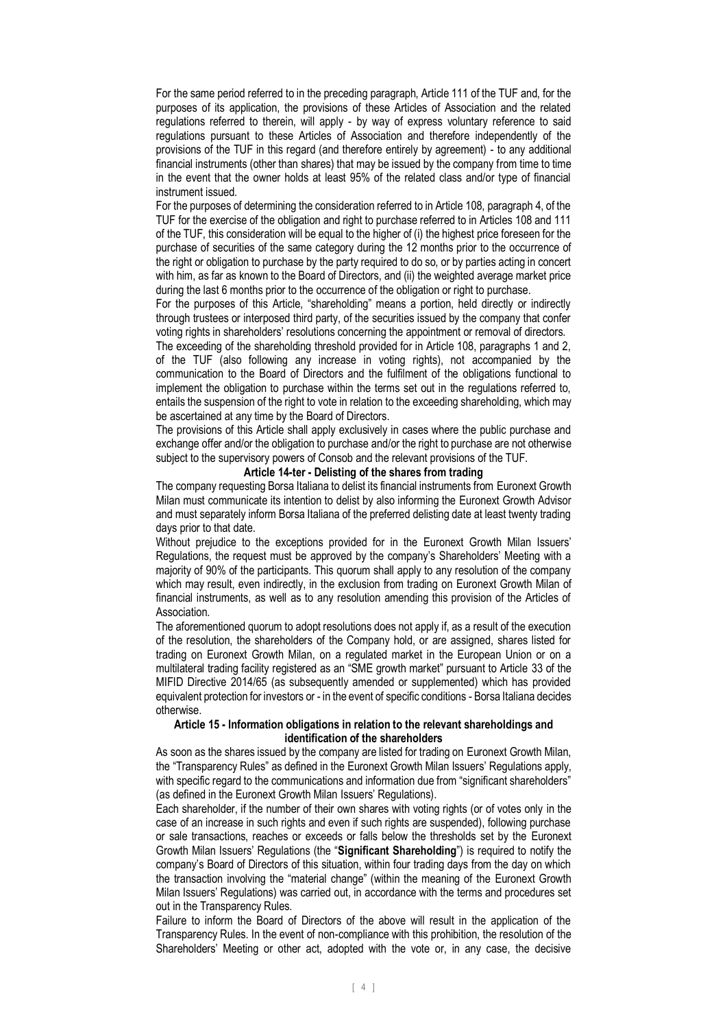For the same period referred to in the preceding paragraph, Article 111 of the TUF and, for the purposes of its application, the provisions of these Articles of Association and the related regulations referred to therein, will apply - by way of express voluntary reference to said regulations pursuant to these Articles of Association and therefore independently of the provisions of the TUF in this regard (and therefore entirely by agreement) - to any additional financial instruments (other than shares) that may be issued by the company from time to time in the event that the owner holds at least 95% of the related class and/or type of financial instrument issued.

For the purposes of determining the consideration referred to in Article 108, paragraph 4, of the TUF for the exercise of the obligation and right to purchase referred to in Articles 108 and 111 of the TUF, this consideration will be equal to the higher of (i) the highest price foreseen for the purchase of securities of the same category during the 12 months prior to the occurrence of the right or obligation to purchase by the party required to do so, or by parties acting in concert with him, as far as known to the Board of Directors, and (ii) the weighted average market price during the last 6 months prior to the occurrence of the obligation or right to purchase.

For the purposes of this Article, "shareholding" means a portion, held directly or indirectly through trustees or interposed third party, of the securities issued by the company that confer voting rights in shareholders' resolutions concerning the appointment or removal of directors.

The exceeding of the shareholding threshold provided for in Article 108, paragraphs 1 and 2, of the TUF (also following any increase in voting rights), not accompanied by the communication to the Board of Directors and the fulfilment of the obligations functional to implement the obligation to purchase within the terms set out in the regulations referred to, entails the suspension of the right to vote in relation to the exceeding shareholding, which may be ascertained at any time by the Board of Directors.

The provisions of this Article shall apply exclusively in cases where the public purchase and exchange offer and/or the obligation to purchase and/or the right to purchase are not otherwise subject to the supervisory powers of Consob and the relevant provisions of the TUF.

**Article 14-ter - Delisting of the shares from trading**

The company requesting Borsa Italiana to delist its financial instruments from Euronext Growth Milan must communicate its intention to delist by also informing the Euronext Growth Advisor and must separately inform Borsa Italiana of the preferred delisting date at least twenty trading days prior to that date.

Without prejudice to the exceptions provided for in the Euronext Growth Milan Issuers' Regulations, the request must be approved by the company's Shareholders' Meeting with a majority of 90% of the participants. This quorum shall apply to any resolution of the company which may result, even indirectly, in the exclusion from trading on Euronext Growth Milan of financial instruments, as well as to any resolution amending this provision of the Articles of Association.

The aforementioned quorum to adopt resolutions does not apply if, as a result of the execution of the resolution, the shareholders of the Company hold, or are assigned, shares listed for trading on Euronext Growth Milan, on a regulated market in the European Union or on a multilateral trading facility registered as an "SME growth market" pursuant to Article 33 of the MIFID Directive 2014/65 (as subsequently amended or supplemented) which has provided equivalent protection for investors or - in the event of specific conditions - Borsa Italiana decides otherwise.

**Article 15 - Information obligations in relation to the relevant shareholdings and identification of the shareholders**

As soon as the shares issued by the company are listed for trading on Euronext Growth Milan, the "Transparency Rules" as defined in the Euronext Growth Milan Issuers' Regulations apply, with specific regard to the communications and information due from "significant shareholders" (as defined in the Euronext Growth Milan Issuers' Regulations).

Each shareholder, if the number of their own shares with voting rights (or of votes only in the case of an increase in such rights and even if such rights are suspended), following purchase or sale transactions, reaches or exceeds or falls below the thresholds set by the Euronext Growth Milan Issuers' Regulations (the "**Significant Shareholding**") is required to notify the company's Board of Directors of this situation, within four trading days from the day on which the transaction involving the "material change" (within the meaning of the Euronext Growth Milan Issuers' Regulations) was carried out, in accordance with the terms and procedures set out in the Transparency Rules.

Failure to inform the Board of Directors of the above will result in the application of the Transparency Rules. In the event of non-compliance with this prohibition, the resolution of the Shareholders' Meeting or other act, adopted with the vote or, in any case, the decisive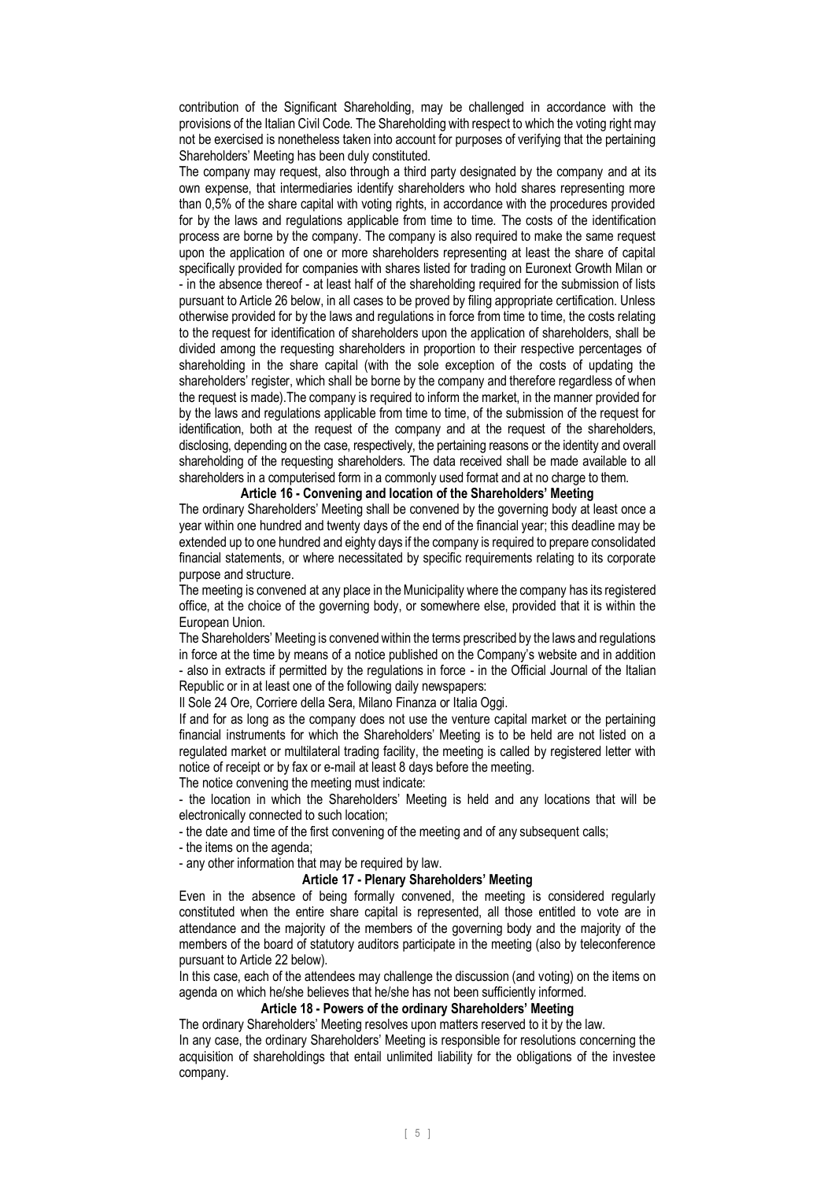contribution of the Significant Shareholding, may be challenged in accordance with the provisions of the Italian Civil Code. The Shareholding with respect to which the voting right may not be exercised is nonetheless taken into account for purposes of verifying that the pertaining Shareholders' Meeting has been duly constituted.

The company may request, also through a third party designated by the company and at its own expense, that intermediaries identify shareholders who hold shares representing more than 0,5% of the share capital with voting rights, in accordance with the procedures provided for by the laws and regulations applicable from time to time. The costs of the identification process are borne by the company. The company is also required to make the same request upon the application of one or more shareholders representing at least the share of capital specifically provided for companies with shares listed for trading on Euronext Growth Milan or - in the absence thereof - at least half of the shareholding required for the submission of lists pursuant to Article 26 below, in all cases to be proved by filing appropriate certification. Unless otherwise provided for by the laws and regulations in force from time to time, the costs relating to the request for identification of shareholders upon the application of shareholders, shall be divided among the requesting shareholders in proportion to their respective percentages of shareholding in the share capital (with the sole exception of the costs of updating the shareholders' register, which shall be borne by the company and therefore regardless of when the request is made).The company is required to inform the market, in the manner provided for by the laws and regulations applicable from time to time, of the submission of the request for identification, both at the request of the company and at the request of the shareholders, disclosing, depending on the case, respectively, the pertaining reasons or the identity and overall shareholding of the requesting shareholders. The data received shall be made available to all shareholders in a computerised form in a commonly used format and at no charge to them.

**Article 16 - Convening and location of the Shareholders' Meeting**

The ordinary Shareholders' Meeting shall be convened by the governing body at least once a year within one hundred and twenty days of the end of the financial year; this deadline may be extended up to one hundred and eighty days if the company is required to prepare consolidated financial statements, or where necessitated by specific requirements relating to its corporate purpose and structure.

The meeting is convened at any place in the Municipality where the company has its registered office, at the choice of the governing body, or somewhere else, provided that it is within the European Union.

The Shareholders' Meeting is convened within the terms prescribed by the laws and regulations in force at the time by means of a notice published on the Company's website and in addition - also in extracts if permitted by the regulations in force - in the Official Journal of the Italian Republic or in at least one of the following daily newspapers:

Il Sole 24 Ore, Corriere della Sera, Milano Finanza or Italia Oggi.

If and for as long as the company does not use the venture capital market or the pertaining financial instruments for which the Shareholders' Meeting is to be held are not listed on a regulated market or multilateral trading facility, the meeting is called by registered letter with notice of receipt or by fax or e-mail at least 8 days before the meeting.

The notice convening the meeting must indicate:

- the location in which the Shareholders' Meeting is held and any locations that will be electronically connected to such location;
- the date and time of the first convening of the meeting and of any subsequent calls;
- the items on the agenda;
- any other information that may be required by law.

**Article 17 - Plenary Shareholders' Meeting**

Even in the absence of being formally convened, the meeting is considered regularly constituted when the entire share capital is represented, all those entitled to vote are in attendance and the majority of the members of the governing body and the majority of the members of the board of statutory auditors participate in the meeting (also by teleconference pursuant to Article 22 below).

In this case, each of the attendees may challenge the discussion (and voting) on the items on agenda on which he/she believes that he/she has not been sufficiently informed.

**Article 18 - Powers of the ordinary Shareholders' Meeting**

The ordinary Shareholders' Meeting resolves upon matters reserved to it by the law.

In any case, the ordinary Shareholders' Meeting is responsible for resolutions concerning the acquisition of shareholdings that entail unlimited liability for the obligations of the investee company.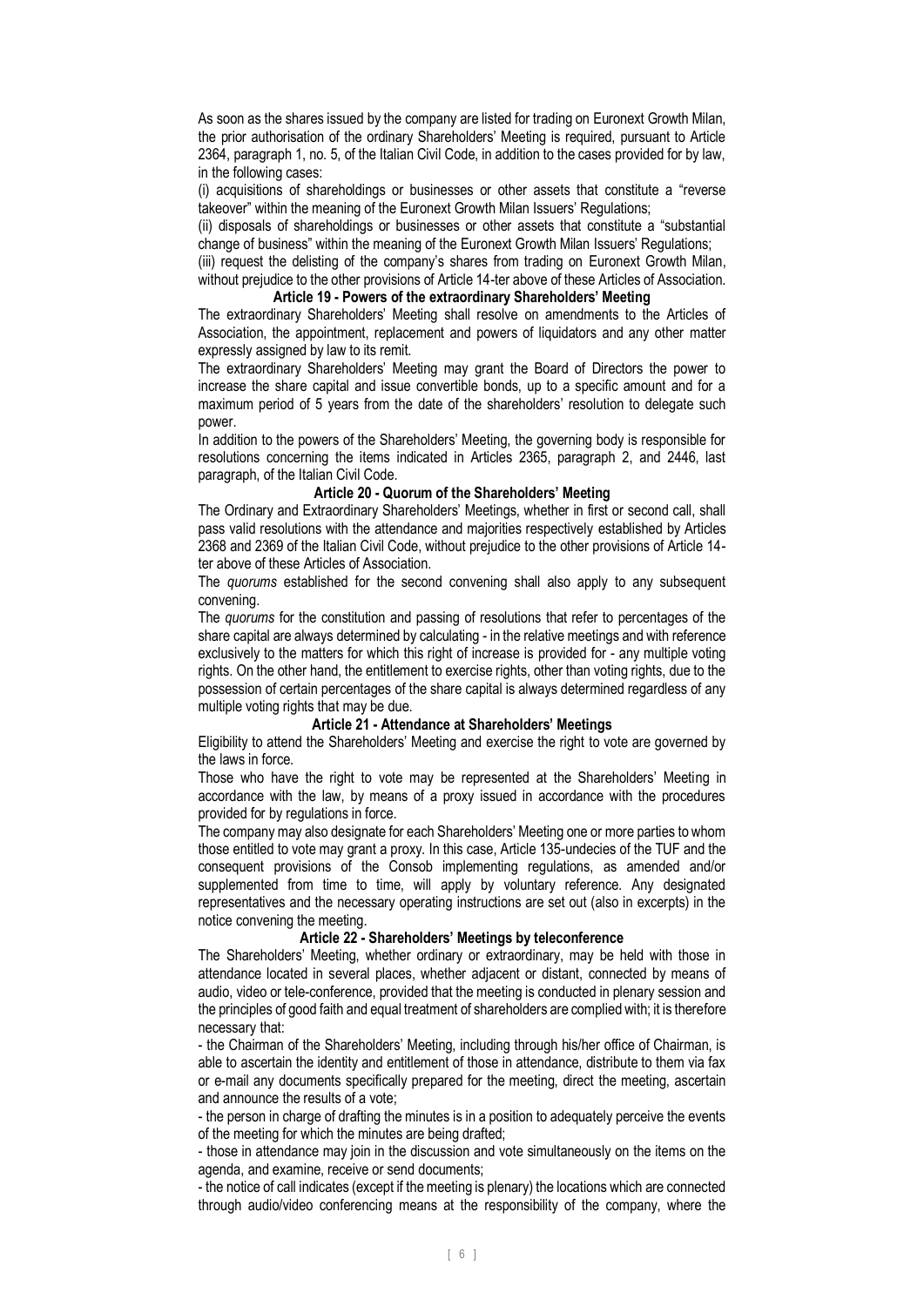As soon as the shares issued by the company are listed for trading on Euronext Growth Milan, the prior authorisation of the ordinary Shareholders' Meeting is required, pursuant to Article 2364, paragraph 1, no. 5, of the Italian Civil Code, in addition to the cases provided for by law, in the following cases:

(i) acquisitions of shareholdings or businesses or other assets that constitute a "reverse takeover" within the meaning of the Euronext Growth Milan Issuers' Regulations;

(ii) disposals of shareholdings or businesses or other assets that constitute a "substantial change of business" within the meaning of the Euronext Growth Milan Issuers' Regulations;

(iii) request the delisting of the company's shares from trading on Euronext Growth Milan, without prejudice to the other provisions of Article 14-ter above of these Articles of Association.

### Article 19 - Powers of the extraordinary Shareholders' Meeting

The extraordinary Shareholders' Meeting shall resolve on amendments to the Articles of Association, the appointment, replacement and powers of liquidators and any other matter expressly assigned by law to its remit.

The extraordinary Shareholders' Meeting may grant the Board of Directors the power to increase the share capital and issue convertible bonds, up to a specific amount and for a maximum period of 5 years from the date of the shareholders' resolution to delegate such power.

In addition to the powers of the Shareholders' Meeting, the governing body is responsible for resolutions concerning the items indicated in Articles 2365, paragraph 2, and 2446, last paragraph, of the Italian Civil Code.

### Article 20 - Quorum of the Shareholders' Meeting

The Ordinary and Extraordinary Shareholders' Meetings, whether in first or second call, shall pass valid resolutions with the attendance and majorities respectively established by Articles 2368 and 2369 of the Italian Civil Code, without prejudice to the other provisions of Article 14-ter above of these Articles of Association.

The *quorums* established for the second convening shall also apply to any subsequent convening.

The *quorums* for the constitution and passing of resolutions that refer to percentages of the share capital are always determined by calculating - in the relative meetings and with reference exclusively to the matters for which this right of increase is provided for - any multiple voting rights. On the other hand, the entitlement to exercise rights, other than voting rights, due to the possession of certain percentages of the share capital is always determined regardless of any multiple voting rights that may be due.

### Article 21 - Attendance at Shareholders' Meetings

Eligibility to attend the Shareholders' Meeting and exercise the right to vote are governed by the laws in force.

Those who have the right to vote may be represented at the Shareholders' Meeting in accordance with the law, by means of a proxy issued in accordance with the procedures provided for by regulations in force.

The company may also designate for each Shareholders' Meeting one or more parties to whom those entitled to vote may grant a proxy. In this case, Article 135-undecies of the TUF and the consequent provisions of the Consob implementing regulations, as amended and/or supplemented from time to time, will apply by voluntary reference. Any designated representatives and the necessary operating instructions are set out (also in excerpts) in the notice convening the meeting.

### Article 22 - Shareholders' Meetings by teleconference

The Shareholders' Meeting, whether ordinary or extraordinary, may be held with those in attendance located in several places, whether adjacent or distant, connected by means of audio, video or tele-conference, provided that the meeting is conducted in plenary session and the principles of good faith and equal treatment of shareholders are complied with; it is therefore necessary that:

- the Chairman of the Shareholders' Meeting, including through his/her office of Chairman, is able to ascertain the identity and entitlement of those in attendance, distribute to them via fax or e-mail any documents specifically prepared for the meeting, direct the meeting, ascertain and announce the results of a vote;
- the person in charge of drafting the minutes is in a position to adequately perceive the events of the meeting for which the minutes are being drafted;
- those in attendance may join in the discussion and vote simultaneously on the items on the agenda, and examine, receive or send documents;
- the notice of call indicates (except if the meeting is plenary) the locations which are connected through audio/video conferencing means at the responsibility of the company, where the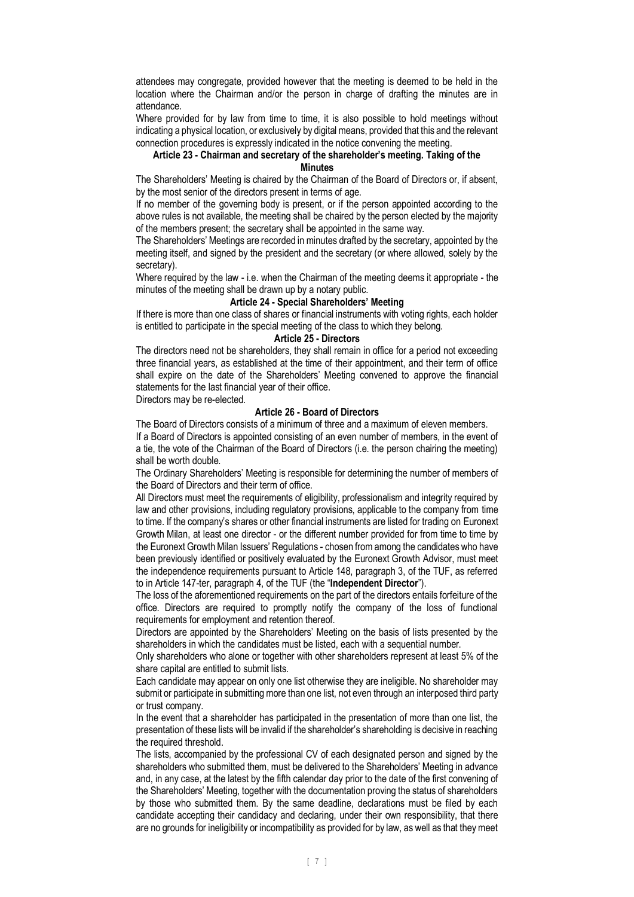attendees may congregate, provided however that the meeting is deemed to be held in the location where the Chairman and/or the person in charge of drafting the minutes are in attendance.

Where provided for by law from time to time, it is also possible to hold meetings without indicating a physical location, or exclusively by digital means, provided that this and the relevant connection procedures is expressly indicated in the notice convening the meeting.

### Article 23 - Chairman and secretary of the shareholder's meeting. Taking of the Minutes

The Shareholders' Meeting is chaired by the Chairman of the Board of Directors or, if absent, by the most senior of the directors present in terms of age.

If no member of the governing body is present, or if the person appointed according to the above rules is not available, the meeting shall be chaired by the person elected by the majority of the members present; the secretary shall be appointed in the same way.

The Shareholders' Meetings are recorded in minutes drafted by the secretary, appointed by the meeting itself, and signed by the president and the secretary (or where allowed, solely by the secretary).

Where required by the law - i.e. when the Chairman of the meeting deems it appropriate - the minutes of the meeting shall be drawn up by a notary public.

### Article 24 - Special Shareholders' Meeting

If there is more than one class of shares or financial instruments with voting rights, each holder is entitled to participate in the special meeting of the class to which they belong.

### Article 25 - Directors

The directors need not be shareholders, they shall remain in office for a period not exceeding three financial years, as established at the time of their appointment, and their term of office shall expire on the date of the Shareholders' Meeting convened to approve the financial statements for the last financial year of their office.

Directors may be re-elected.

### Article 26 - Board of Directors

The Board of Directors consists of a minimum of three and a maximum of eleven members.

If a Board of Directors is appointed consisting of an even number of members, in the event of a tie, the vote of the Chairman of the Board of Directors (i.e. the person chairing the meeting) shall be worth double.

The Ordinary Shareholders' Meeting is responsible for determining the number of members of the Board of Directors and their term of office.

All Directors must meet the requirements of eligibility, professionalism and integrity required by law and other provisions, including regulatory provisions, applicable to the company from time to time. If the company's shares or other financial instruments are listed for trading on Euronext Growth Milan, at least one director - or the different number provided for from time to time by the Euronext Growth Milan Issuers' Regulations - chosen from among the candidates who have been previously identified or positively evaluated by the Euronext Growth Advisor, must meet the independence requirements pursuant to Article 148, paragraph 3, of the TUF, as referred to in Article 147-ter, paragraph 4, of the TUF (the "**Independent Director**").

The loss of the aforementioned requirements on the part of the directors entails forfeiture of the office. Directors are required to promptly notify the company of the loss of functional requirements for employment and retention thereof.

Directors are appointed by the Shareholders' Meeting on the basis of lists presented by the shareholders in which the candidates must be listed, each with a sequential number.

Only shareholders who alone or together with other shareholders represent at least 5% of the share capital are entitled to submit lists.

Each candidate may appear on only one list otherwise they are ineligible. No shareholder may submit or participate in submitting more than one list, not even through an interposed third party or trust company.

In the event that a shareholder has participated in the presentation of more than one list, the presentation of these lists will be invalid if the shareholder's shareholding is decisive in reaching the required threshold.

The lists, accompanied by the professional CV of each designated person and signed by the shareholders who submitted them, must be delivered to the Shareholders' Meeting in advance and, in any case, at the latest by the fifth calendar day prior to the date of the first convening of the Shareholders' Meeting, together with the documentation proving the status of shareholders by those who submitted them. By the same deadline, declarations must be filed by each candidate accepting their candidacy and declaring, under their own responsibility, that there are no grounds for ineligibility or incompatibility as provided for by law, as well as that they meet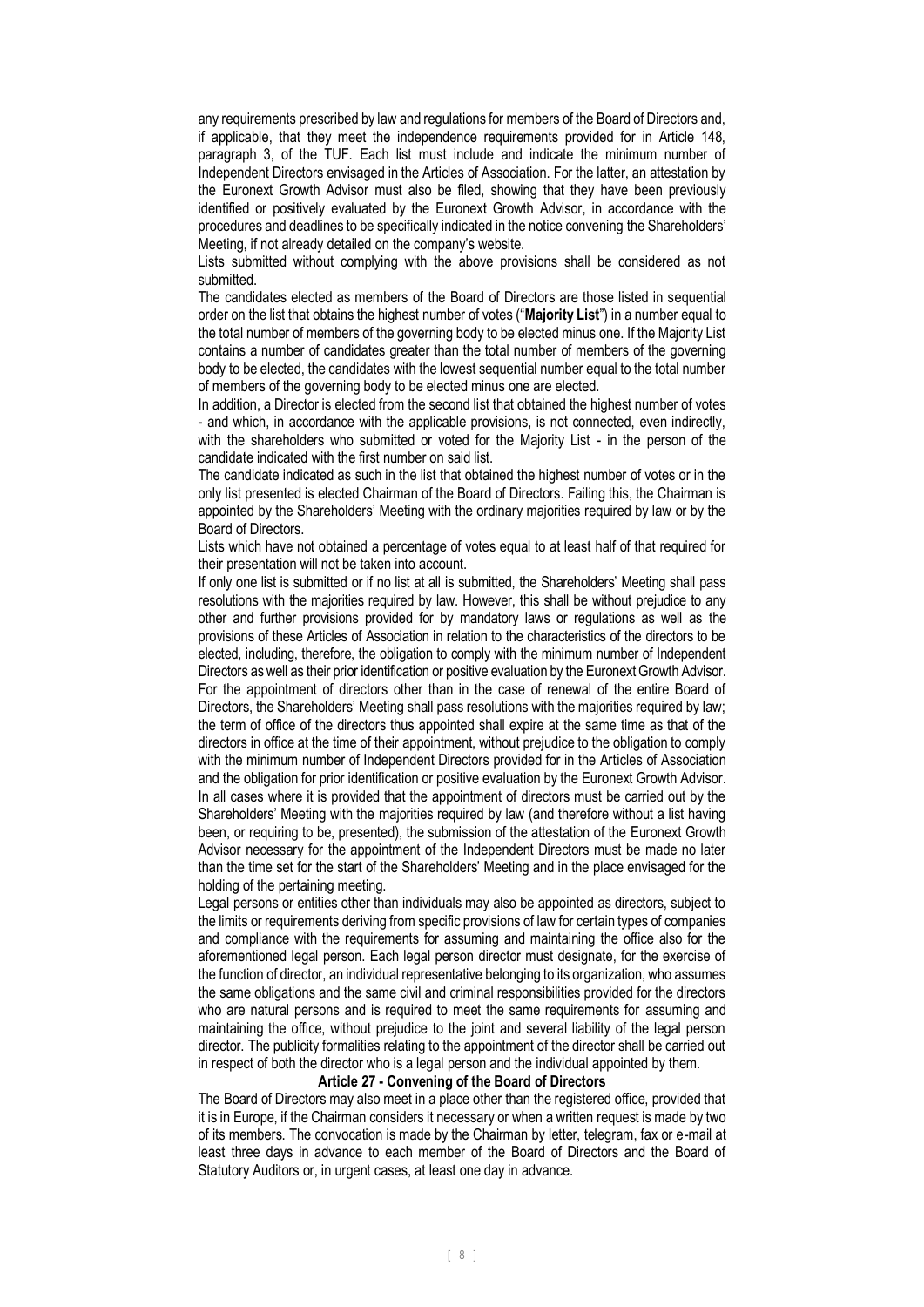any requirements prescribed by law and regulations for members of the Board of Directors and, if applicable, that they meet the independence requirements provided for in Article 148, paragraph 3, of the TUF. Each list must include and indicate the minimum number of Independent Directors envisaged in the Articles of Association. For the latter, an attestation by the Euronext Growth Advisor must also be filed, showing that they have been previously identified or positively evaluated by the Euronext Growth Advisor, in accordance with the procedures and deadlines to be specifically indicated in the notice convening the Shareholders' Meeting, if not already detailed on the company's website.

Lists submitted without complying with the above provisions shall be considered as not submitted.

The candidates elected as members of the Board of Directors are those listed in sequential order on the list that obtains the highest number of votes ("**Majority List**") in a number equal to the total number of members of the governing body to be elected minus one. If the Majority List contains a number of candidates greater than the total number of members of the governing body to be elected, the candidates with the lowest sequential number equal to the total number of members of the governing body to be elected minus one are elected.

In addition, a Director is elected from the second list that obtained the highest number of votes - and which, in accordance with the applicable provisions, is not connected, even indirectly, with the shareholders who submitted or voted for the Majority List - in the person of the candidate indicated with the first number on said list.

The candidate indicated as such in the list that obtained the highest number of votes or in the only list presented is elected Chairman of the Board of Directors. Failing this, the Chairman is appointed by the Shareholders' Meeting with the ordinary majorities required by law or by the Board of Directors.

Lists which have not obtained a percentage of votes equal to at least half of that required for their presentation will not be taken into account.

If only one list is submitted or if no list at all is submitted, the Shareholders' Meeting shall pass resolutions with the majorities required by law. However, this shall be without prejudice to any other and further provisions provided for by mandatory laws or regulations as well as the provisions of these Articles of Association in relation to the characteristics of the directors to be elected, including, therefore, the obligation to comply with the minimum number of Independent Directors as well as their prior identification or positive evaluation by the Euronext Growth Advisor.

For the appointment of directors other than in the case of renewal of the entire Board of Directors, the Shareholders' Meeting shall pass resolutions with the majorities required by law; the term of office of the directors thus appointed shall expire at the same time as that of the directors in office at the time of their appointment, without prejudice to the obligation to comply with the minimum number of Independent Directors provided for in the Articles of Association and the obligation for prior identification or positive evaluation by the Euronext Growth Advisor.

In all cases where it is provided that the appointment of directors must be carried out by the Shareholders' Meeting with the majorities required by law (and therefore without a list having been, or requiring to be, presented), the submission of the attestation of the Euronext Growth Advisor necessary for the appointment of the Independent Directors must be made no later than the time set for the start of the Shareholders' Meeting and in the place envisaged for the holding of the pertaining meeting.

Legal persons or entities other than individuals may also be appointed as directors, subject to the limits or requirements deriving from specific provisions of law for certain types of companies and compliance with the requirements for assuming and maintaining the office also for the aforementioned legal person. Each legal person director must designate, for the exercise of the function of director, an individual representative belonging to its organization, who assumes the same obligations and the same civil and criminal responsibilities provided for the directors who are natural persons and is required to meet the same requirements for assuming and maintaining the office, without prejudice to the joint and several liability of the legal person director. The publicity formalities relating to the appointment of the director shall be carried out in respect of both the director who is a legal person and the individual appointed by them.

### Article 27 - Convening of the Board of Directors

The Board of Directors may also meet in a place other than the registered office, provided that it is in Europe, if the Chairman considers it necessary or when a written request is made by two of its members. The convocation is made by the Chairman by letter, telegram, fax or e-mail at least three days in advance to each member of the Board of Directors and the Board of Statutory Auditors or, in urgent cases, at least one day in advance.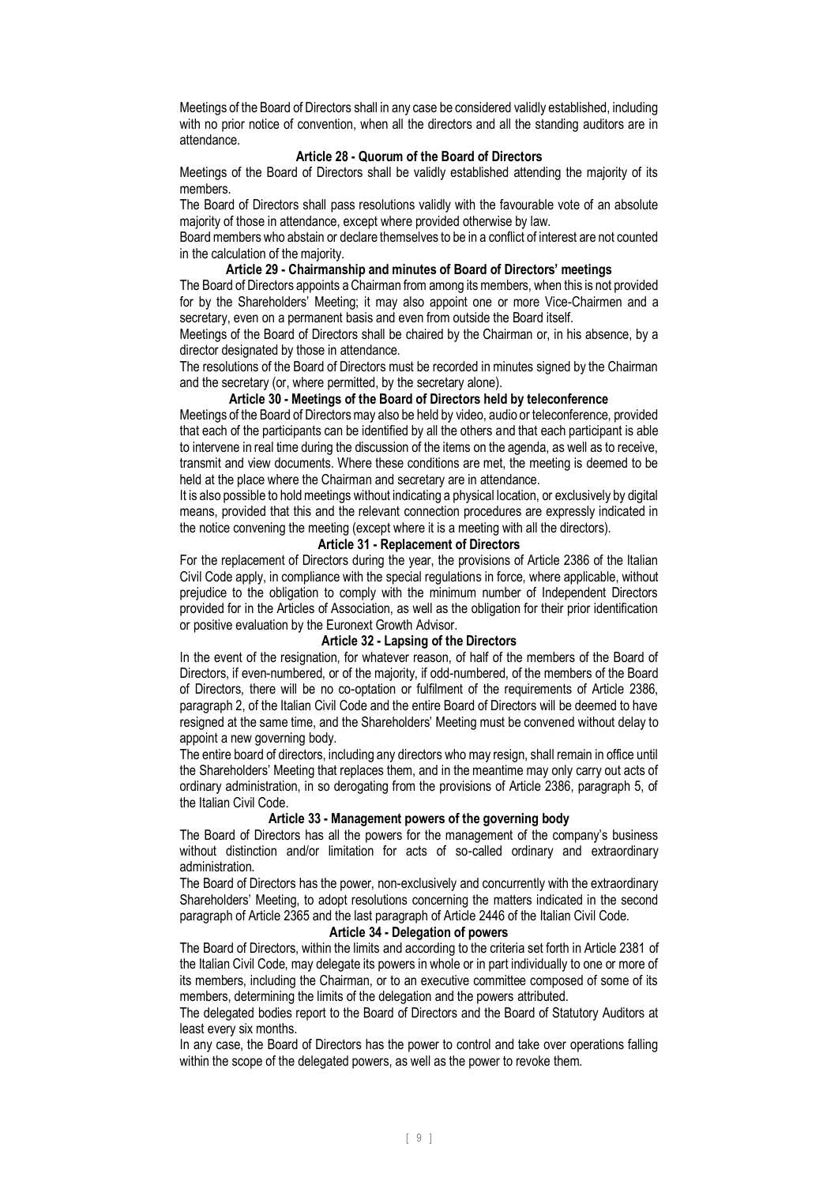Meetings of the Board of Directors shall in any case be considered validly established, including with no prior notice of convention, when all the directors and all the standing auditors are in attendance.

### Article 28 - Quorum of the Board of Directors

Meetings of the Board of Directors shall be validly established attending the majority of its members.

The Board of Directors shall pass resolutions validly with the favourable vote of an absolute majority of those in attendance, except where provided otherwise by law.

Board members who abstain or declare themselves to be in a conflict of interest are not counted in the calculation of the majority.

### Article 29 - Chairmanship and minutes of Board of Directors' meetings

The Board of Directors appoints a Chairman from among its members, when this is not provided for by the Shareholders' Meeting; it may also appoint one or more Vice-Chairmen and a secretary, even on a permanent basis and even from outside the Board itself.

Meetings of the Board of Directors shall be chaired by the Chairman or, in his absence, by a director designated by those in attendance.

The resolutions of the Board of Directors must be recorded in minutes signed by the Chairman and the secretary (or, where permitted, by the secretary alone).

### Article 30 - Meetings of the Board of Directors held by teleconference

Meetings of the Board of Directors may also be held by video, audio or teleconference, provided that each of the participants can be identified by all the others and that each participant is able to intervene in real time during the discussion of the items on the agenda, as well as to receive, transmit and view documents. Where these conditions are met, the meeting is deemed to be held at the place where the Chairman and secretary are in attendance.

It is also possible to hold meetings without indicating a physical location, or exclusively by digital means, provided that this and the relevant connection procedures are expressly indicated in the notice convening the meeting (except where it is a meeting with all the directors).

### Article 31 - Replacement of Directors

For the replacement of Directors during the year, the provisions of Article 2386 of the Italian Civil Code apply, in compliance with the special regulations in force, where applicable, without prejudice to the obligation to comply with the minimum number of Independent Directors provided for in the Articles of Association, as well as the obligation for their prior identification or positive evaluation by the Euronext Growth Advisor.

### Article 32 - Lapsing of the Directors

In the event of the resignation, for whatever reason, of half of the members of the Board of Directors, if even-numbered, or of the majority, if odd-numbered, of the members of the Board of Directors, there will be no co-optation or fulfilment of the requirements of Article 2386, paragraph 2, of the Italian Civil Code and the entire Board of Directors will be deemed to have resigned at the same time, and the Shareholders' Meeting must be convened without delay to appoint a new governing body.

The entire board of directors, including any directors who may resign, shall remain in office until the Shareholders' Meeting that replaces them, and in the meantime may only carry out acts of ordinary administration, in so derogating from the provisions of Article 2386, paragraph 5, of the Italian Civil Code.

### Article 33 - Management powers of the governing body

The Board of Directors has all the powers for the management of the company's business without distinction and/or limitation for acts of so-called ordinary and extraordinary administration.

The Board of Directors has the power, non-exclusively and concurrently with the extraordinary Shareholders' Meeting, to adopt resolutions concerning the matters indicated in the second paragraph of Article 2365 and the last paragraph of Article 2446 of the Italian Civil Code.

### Article 34 - Delegation of powers

The Board of Directors, within the limits and according to the criteria set forth in Article 2381 of the Italian Civil Code, may delegate its powers in whole or in part individually to one or more of its members, including the Chairman, or to an executive committee composed of some of its members, determining the limits of the delegation and the powers attributed.

The delegated bodies report to the Board of Directors and the Board of Statutory Auditors at least every six months.

In any case, the Board of Directors has the power to control and take over operations falling within the scope of the delegated powers, as well as the power to revoke them.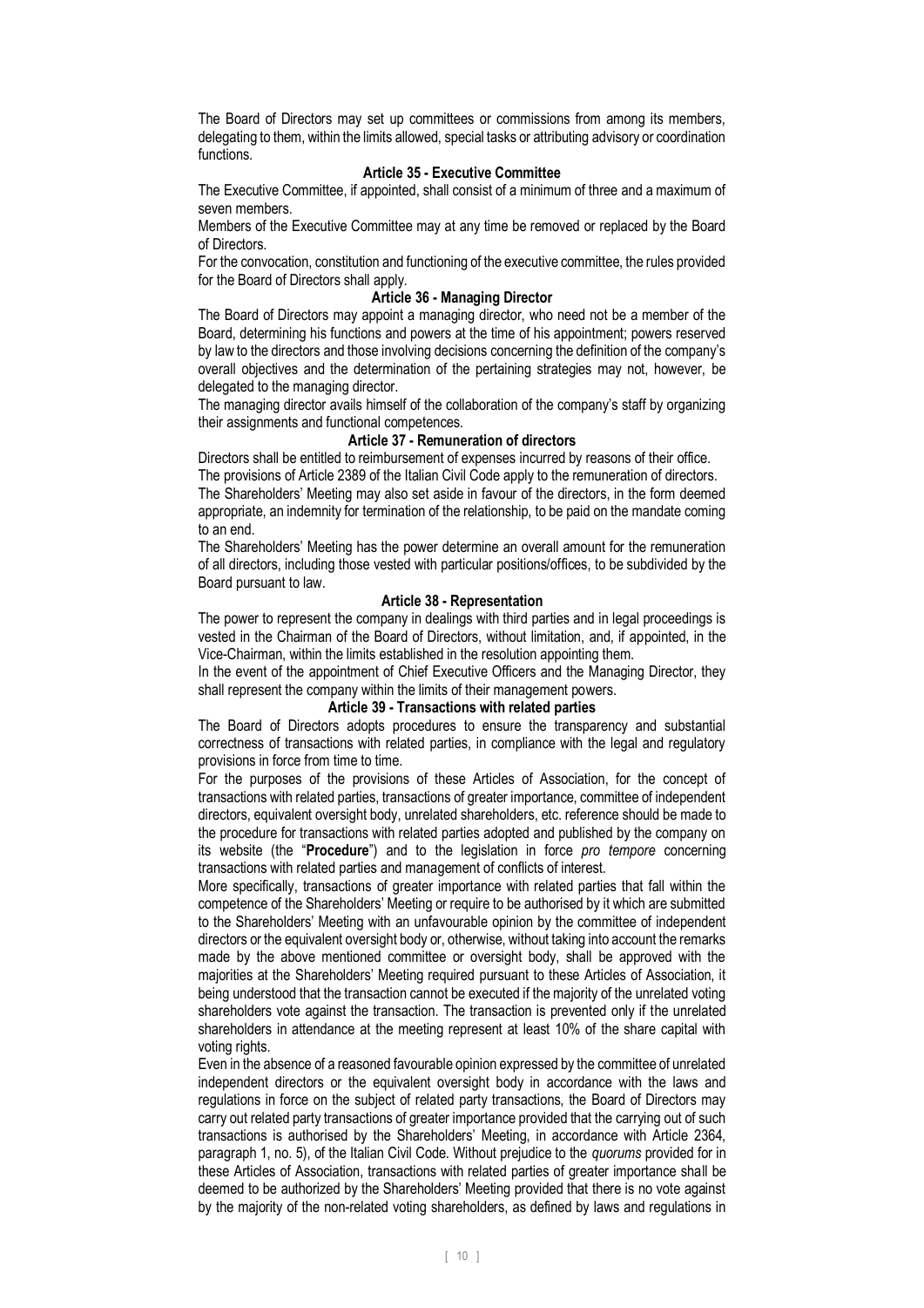The Board of Directors may set up committees or commissions from among its members, delegating to them, within the limits allowed, special tasks or attributing advisory or coordination functions.

**Article 35 - Executive Committee**

The Executive Committee, if appointed, shall consist of a minimum of three and a maximum of seven members.

Members of the Executive Committee may at any time be removed or replaced by the Board of Directors.

For the convocation, constitution and functioning of the executive committee, the rules provided for the Board of Directors shall apply.

**Article 36 - Managing Director**

The Board of Directors may appoint a managing director, who need not be a member of the Board, determining his functions and powers at the time of his appointment; powers reserved by law to the directors and those involving decisions concerning the definition of the company's overall objectives and the determination of the pertaining strategies may not, however, be delegated to the managing director.

The managing director avails himself of the collaboration of the company's staff by organizing their assignments and functional competences.

**Article 37 - Remuneration of directors**

Directors shall be entitled to reimbursement of expenses incurred by reasons of their office.

The provisions of Article 2389 of the Italian Civil Code apply to the remuneration of directors.

The Shareholders' Meeting may also set aside in favour of the directors, in the form deemed appropriate, an indemnity for termination of the relationship, to be paid on the mandate coming to an end.

The Shareholders' Meeting has the power determine an overall amount for the remuneration of all directors, including those vested with particular positions/offices, to be subdivided by the Board pursuant to law.

**Article 38 - Representation**

The power to represent the company in dealings with third parties and in legal proceedings is vested in the Chairman of the Board of Directors, without limitation, and, if appointed, in the Vice-Chairman, within the limits established in the resolution appointing them.

In the event of the appointment of Chief Executive Officers and the Managing Director, they shall represent the company within the limits of their management powers.

**Article 39 - Transactions with related parties**

The Board of Directors adopts procedures to ensure the transparency and substantial correctness of transactions with related parties, in compliance with the legal and regulatory provisions in force from time to time.

For the purposes of the provisions of these Articles of Association, for the concept of transactions with related parties, transactions of greater importance, committee of independent directors, equivalent oversight body, unrelated shareholders, etc. reference should be made to the procedure for transactions with related parties adopted and published by the company on its website (the "**Procedure**") and to the legislation in force *pro tempore* concerning transactions with related parties and management of conflicts of interest.

More specifically, transactions of greater importance with related parties that fall within the competence of the Shareholders' Meeting or require to be authorised by it which are submitted to the Shareholders' Meeting with an unfavourable opinion by the committee of independent directors or the equivalent oversight body or, otherwise, without taking into account the remarks made by the above mentioned committee or oversight body, shall be approved with the majorities at the Shareholders' Meeting required pursuant to these Articles of Association, it being understood that the transaction cannot be executed if the majority of the unrelated voting shareholders vote against the transaction. The transaction is prevented only if the unrelated shareholders in attendance at the meeting represent at least 10% of the share capital with voting rights.

Even in the absence of a reasoned favourable opinion expressed by the committee of unrelated independent directors or the equivalent oversight body in accordance with the laws and regulations in force on the subject of related party transactions, the Board of Directors may carry out related party transactions of greater importance provided that the carrying out of such transactions is authorised by the Shareholders' Meeting, in accordance with Article 2364, paragraph 1, no. 5), of the Italian Civil Code. Without prejudice to the *quorums* provided for in these Articles of Association, transactions with related parties of greater importance shall be deemed to be authorized by the Shareholders' Meeting provided that there is no vote against by the majority of the non-related voting shareholders, as defined by laws and regulations in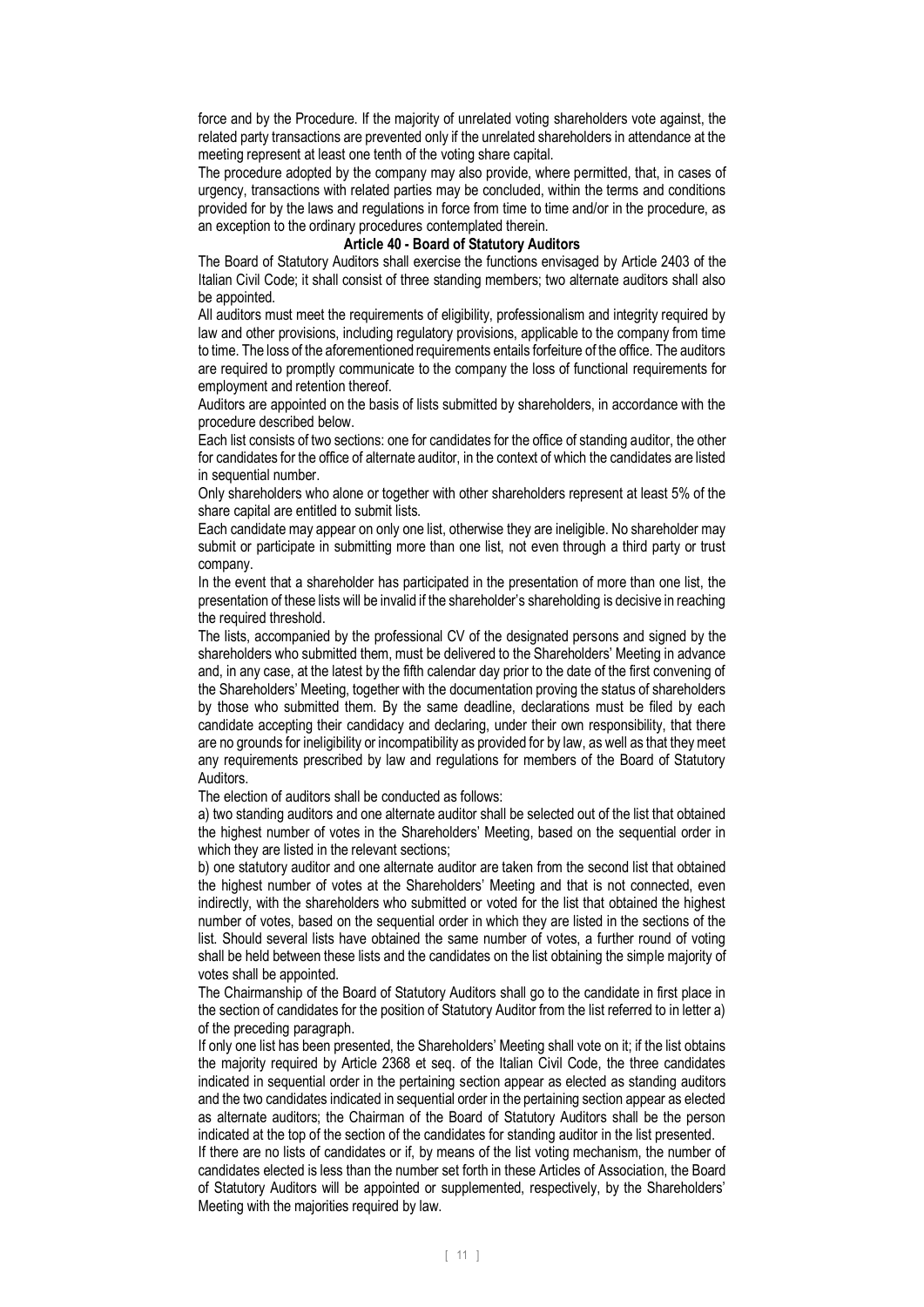force and by the Procedure. If the majority of unrelated voting shareholders vote against, the related party transactions are prevented only if the unrelated shareholders in attendance at the meeting represent at least one tenth of the voting share capital.

The procedure adopted by the company may also provide, where permitted, that, in cases of urgency, transactions with related parties may be concluded, within the terms and conditions provided for by the laws and regulations in force from time to time and/or in the procedure, as an exception to the ordinary procedures contemplated therein.

**Article 40 - Board of Statutory Auditors**

The Board of Statutory Auditors shall exercise the functions envisaged by Article 2403 of the Italian Civil Code; it shall consist of three standing members; two alternate auditors shall also be appointed.

All auditors must meet the requirements of eligibility, professionalism and integrity required by law and other provisions, including regulatory provisions, applicable to the company from time to time. The loss of the aforementioned requirements entails forfeiture of the office. The auditors are required to promptly communicate to the company the loss of functional requirements for employment and retention thereof.

Auditors are appointed on the basis of lists submitted by shareholders, in accordance with the procedure described below.

Each list consists of two sections: one for candidates for the office of standing auditor, the other for candidates for the office of alternate auditor, in the context of which the candidates are listed in sequential number.

Only shareholders who alone or together with other shareholders represent at least 5% of the share capital are entitled to submit lists.

Each candidate may appear on only one list, otherwise they are ineligible. No shareholder may submit or participate in submitting more than one list, not even through a third party or trust company.

In the event that a shareholder has participated in the presentation of more than one list, the presentation of these lists will be invalid if the shareholder's shareholding is decisive in reaching the required threshold.

The lists, accompanied by the professional CV of the designated persons and signed by the shareholders who submitted them, must be delivered to the Shareholders' Meeting in advance and, in any case, at the latest by the fifth calendar day prior to the date of the first convening of the Shareholders' Meeting, together with the documentation proving the status of shareholders by those who submitted them. By the same deadline, declarations must be filed by each candidate accepting their candidacy and declaring, under their own responsibility, that there are no grounds for ineligibility or incompatibility as provided for by law, as well as that they meet any requirements prescribed by law and regulations for members of the Board of Statutory Auditors.

The election of auditors shall be conducted as follows:

a) two standing auditors and one alternate auditor shall be selected out of the list that obtained the highest number of votes in the Shareholders' Meeting, based on the sequential order in which they are listed in the relevant sections;

b) one statutory auditor and one alternate auditor are taken from the second list that obtained the highest number of votes at the Shareholders' Meeting and that is not connected, even indirectly, with the shareholders who submitted or voted for the list that obtained the highest number of votes, based on the sequential order in which they are listed in the sections of the list. Should several lists have obtained the same number of votes, a further round of voting shall be held between these lists and the candidates on the list obtaining the simple majority of votes shall be appointed.

The Chairmanship of the Board of Statutory Auditors shall go to the candidate in first place in the section of candidates for the position of Statutory Auditor from the list referred to in letter a) of the preceding paragraph.

If only one list has been presented, the Shareholders' Meeting shall vote on it; if the list obtains the majority required by Article 2368 et seq. of the Italian Civil Code, the three candidates indicated in sequential order in the pertaining section appear as elected as standing auditors and the two candidates indicated in sequential order in the pertaining section appear as elected as alternate auditors; the Chairman of the Board of Statutory Auditors shall be the person indicated at the top of the section of the candidates for standing auditor in the list presented.

If there are no lists of candidates or if, by means of the list voting mechanism, the number of candidates elected is less than the number set forth in these Articles of Association, the Board of Statutory Auditors will be appointed or supplemented, respectively, by the Shareholders' Meeting with the majorities required by law.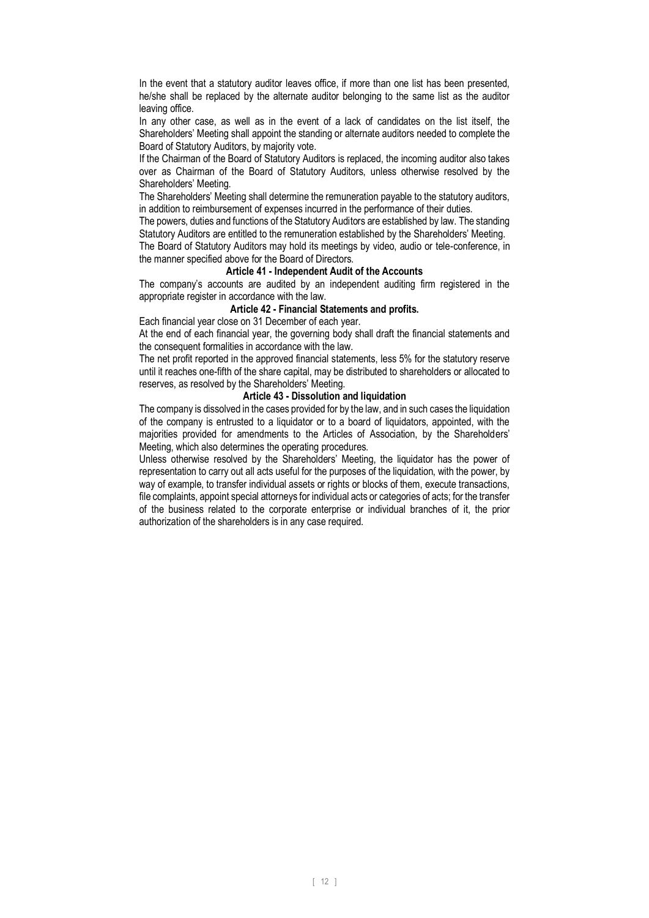In the event that a statutory auditor leaves office, if more than one list has been presented, he/she shall be replaced by the alternate auditor belonging to the same list as the auditor leaving office.

In any other case, as well as in the event of a lack of candidates on the list itself, the Shareholders' Meeting shall appoint the standing or alternate auditors needed to complete the Board of Statutory Auditors, by majority vote.

If the Chairman of the Board of Statutory Auditors is replaced, the incoming auditor also takes over as Chairman of the Board of Statutory Auditors, unless otherwise resolved by the Shareholders' Meeting.

The Shareholders' Meeting shall determine the remuneration payable to the statutory auditors, in addition to reimbursement of expenses incurred in the performance of their duties.

The powers, duties and functions of the Statutory Auditors are established by law. The standing Statutory Auditors are entitled to the remuneration established by the Shareholders' Meeting.

The Board of Statutory Auditors may hold its meetings by video, audio or tele-conference, in the manner specified above for the Board of Directors.

### Article 41 - Independent Audit of the Accounts

The company's accounts are audited by an independent auditing firm registered in the appropriate register in accordance with the law.

### Article 42 - Financial Statements and profits.

Each financial year close on 31 December of each year.

At the end of each financial year, the governing body shall draft the financial statements and the consequent formalities in accordance with the law.

The net profit reported in the approved financial statements, less 5% for the statutory reserve until it reaches one-fifth of the share capital, may be distributed to shareholders or allocated to reserves, as resolved by the Shareholders' Meeting.

### Article 43 - Dissolution and liquidation

The company is dissolved in the cases provided for by the law, and in such cases the liquidation of the company is entrusted to a liquidator or to a board of liquidators, appointed, with the majorities provided for amendments to the Articles of Association, by the Shareholders' Meeting, which also determines the operating procedures.

Unless otherwise resolved by the Shareholders' Meeting, the liquidator has the power of representation to carry out all acts useful for the purposes of the liquidation, with the power, by way of example, to transfer individual assets or rights or blocks of them, execute transactions, file complaints, appoint special attorneys for individual acts or categories of acts; for the transfer of the business related to the corporate enterprise or individual branches of it, the prior authorization of the shareholders is in any case required.